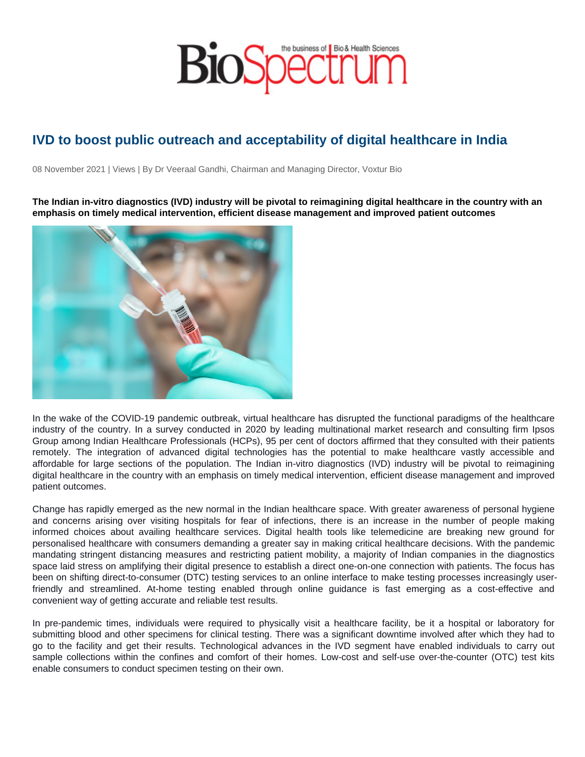# IVD to boost public outreach and acceptability of digital healthcare in India

08 November 2021 | Views | By Dr Veeraal Gandhi, Chairman and Managing Director, Voxtur Bio

**The Indian in-vitro diagnostics (IVD) industry will be pivotal to reimagining digital healthcare in the country with an emphasis on timely medical intervention, efficient disease management and improved patient outcomes**

In the wake of the COVID-19 pandemic outbreak, virtual healthcare has disrupted the functional paradigms of the healthcare industry of the country. In a survey conducted in 2020 by leading multinational market research and consulting firm Ipsos Group among Indian Healthcare Professionals (HCPs), 95 per cent of doctors affirmed that they consulted with their patients remotely. The integration of advanced digital technologies has the potential to make healthcare vastly accessible and affordable for large sections of the population. The Indian in-vitro diagnostics (IVD) industry will be pivotal to reimagining digital healthcare in the country with an emphasis on timely medical intervention, efficient disease management and improved patient outcomes.

Change has rapidly emerged as the new normal in the Indian healthcare space. With greater awareness of personal hygiene and concerns arising over visiting hospitals for fear of infections, there is an increase in the number of people making informed choices about availing healthcare services. Digital health tools like telemedicine are breaking new ground for personalised healthcare with consumers demanding a greater say in making critical healthcare decisions. With the pandemic mandating stringent distancing measures and restricting patient mobility, a majority of Indian companies in the diagnostics space laid stress on amplifying their digital presence to establish a direct one-on-one connection with patients. The focus has been on shifting direct-to-consumer (DTC) testing services to an online interface to make testing processes increasingly user-friendly and streamlined. At-home testing enabled through online guidance is fast emerging as a cost-effective and convenient way of getting accurate and reliable test results.

In pre-pandemic times, individuals were required to physically visit a healthcare facility, be it a hospital or laboratory for submitting blood and other specimens for clinical testing. There was a significant downtime involved after which they had to go to the facility and get their results. Technological advances in the IVD segment have enabled individuals to carry out sample collections within the confines and comfort of their homes. Low-cost and self-use over-the-counter (OTC) test kits enable consumers to conduct specimen testing on their own.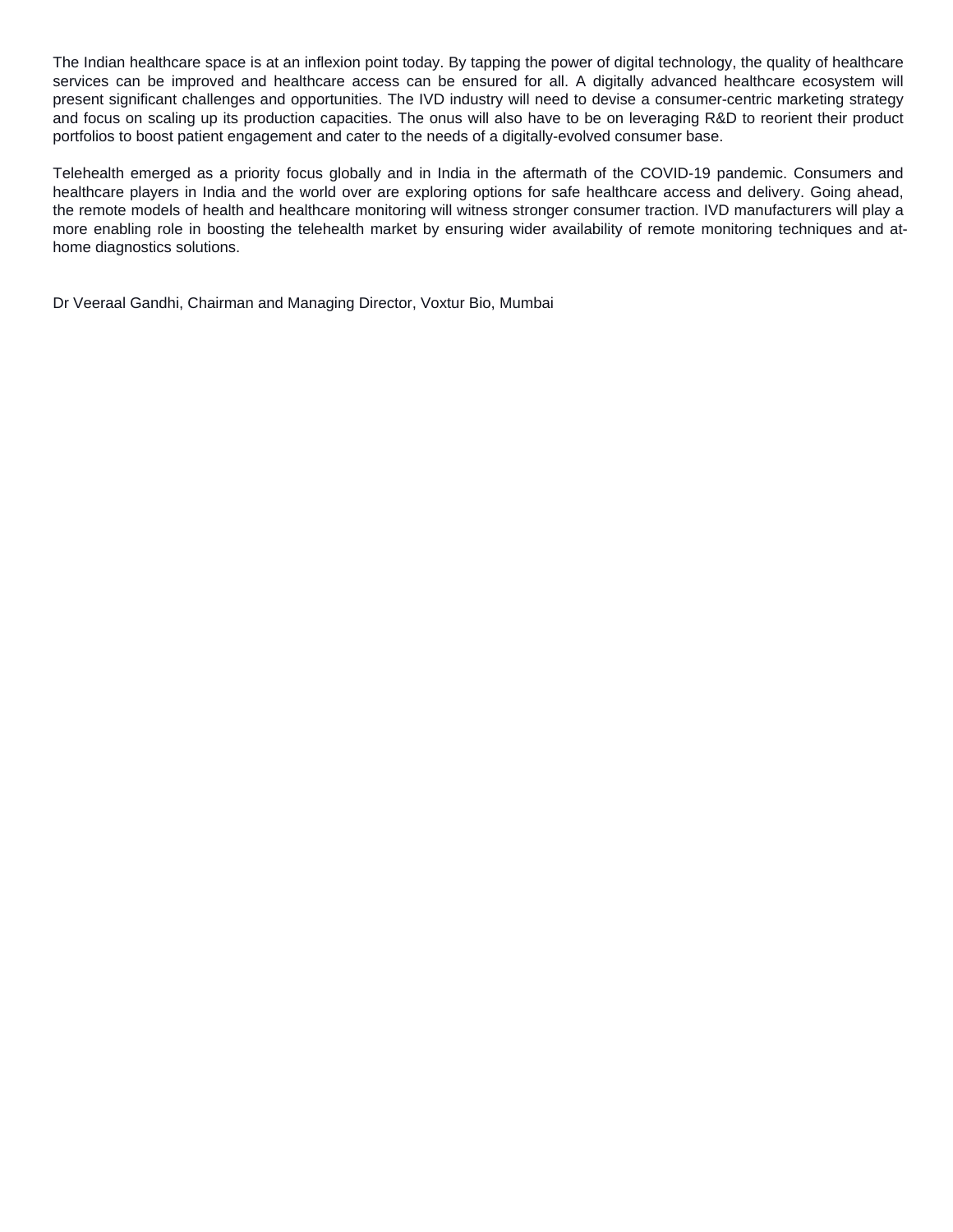The Indian healthcare space is at an inflexion point today. By tapping the power of digital technology, the quality of healthcare services can be improved and healthcare access can be ensured for all. A digitally advanced healthcare ecosystem will present significant challenges and opportunities. The IVD industry will need to devise a consumer-centric marketing strategy and focus on scaling up its production capacities. The onus will also have to be on leveraging R&D to reorient their product portfolios to boost patient engagement and cater to the needs of a digitally-evolved consumer base.

Telehealth emerged as a priority focus globally and in India in the aftermath of the COVID-19 pandemic. Consumers and healthcare players in India and the world over are exploring options for safe healthcare access and delivery. Going ahead, the remote models of health and healthcare monitoring will witness stronger consumer traction. IVD manufacturers will play a more enabling role in boosting the telehealth market by ensuring wider availability of remote monitoring techniques and at-home diagnostics solutions.

Dr Veeraal Gandhi, Chairman and Managing Director, Voxtur Bio, Mumbai